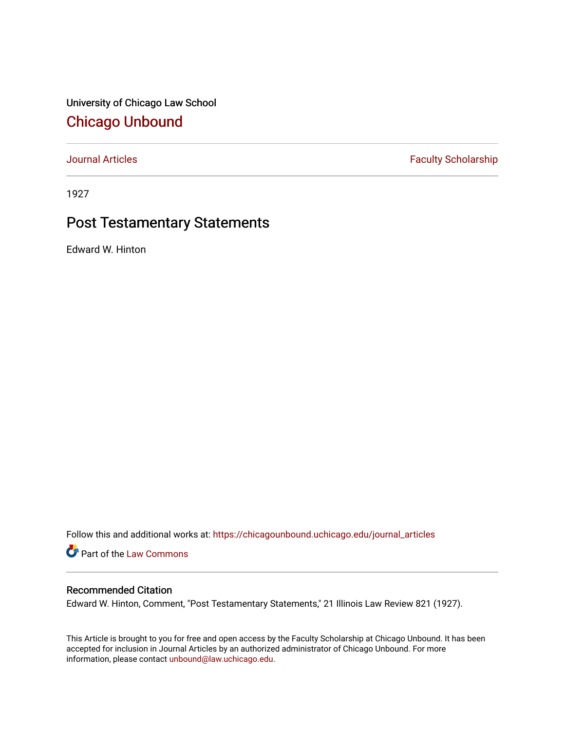University of Chicago Law School

# Chicago Unbound

Journal Articles | Faculty Scholarship

1927

## Post Testamentary Statements

Edward W. Hinton

Follow this and additional works at: https://chicagounbound.uchicago.edu/journal_articles

Part of the Law Commons

### Recommended Citation

Edward W. Hinton, Comment, "Post Testamentary Statements," 21 Illinois Law Review 821 (1927).

This Article is brought to you for free and open access by the Faculty Scholarship at Chicago Unbound. It has been accepted for inclusion in Journal Articles by an authorized administrator of Chicago Unbound. For more information, please contact unbound@law.uchicago.edu.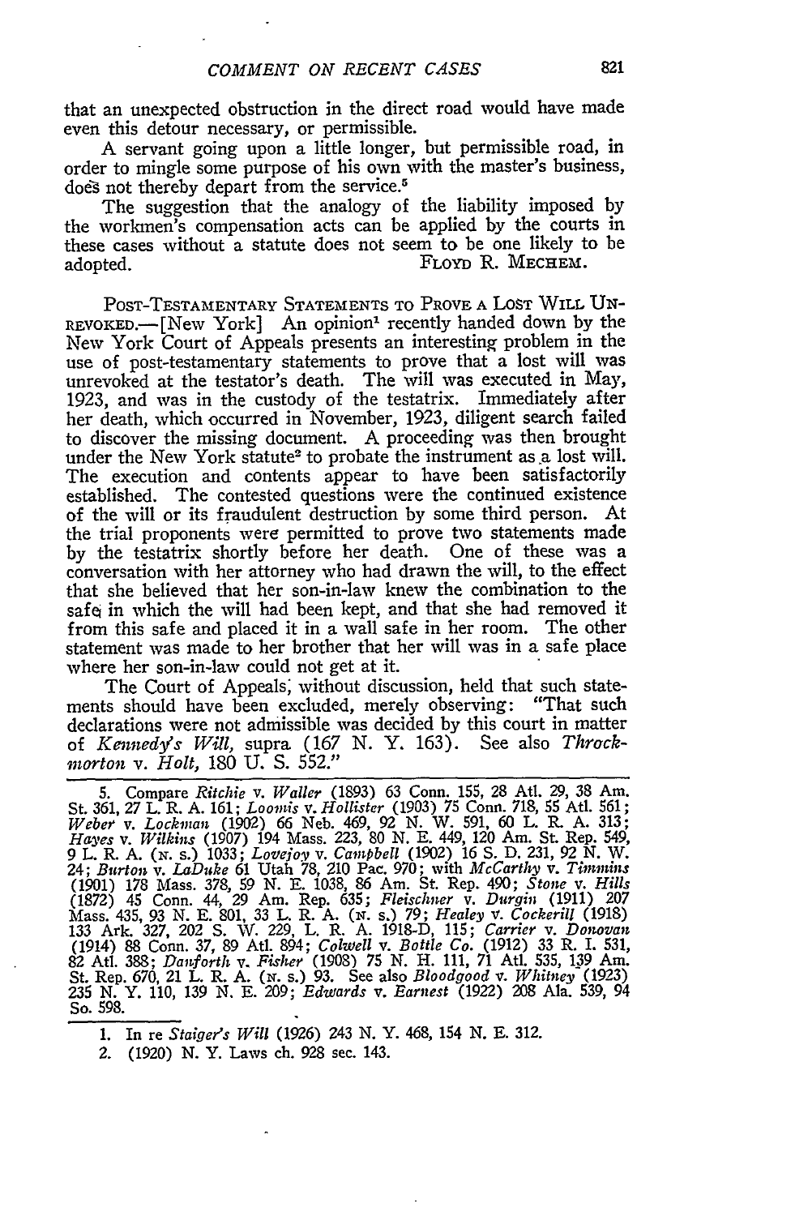that an unexpected obstruction in the direct road would have made even this detour necessary, or permissible.

A servant going upon a little longer, but permissible road, in order to mingle some purpose of his own with the master's business, does not thereby depart from the service.[5]

The suggestion that the analogy of the liability imposed by the workmen's compensation acts can be applied by the courts in these cases without a statute does not seem to be one likely to be adopted. FLOYD R. MECHEM.

POST-TESTAMENTARY STATEMENTS TO PROVE A LOST WILL UNREVOKED.—[New York] An opinion[1] recently handed down by the New York Court of Appeals presents an interesting problem in the use of post-testamentary statements to prove that a lost will was unrevoked at the testator's death. The will was executed in May, 1923, and was in the custody of the testatrix. Immediately after her death, which occurred in November, 1923, diligent search failed to discover the missing document. A proceeding was then brought under the New York statute[2] to probate the instrument as a lost will. The execution and contents appear to have been satisfactorily established. The contested questions were the continued existence of the will or its fraudulent destruction by some third person. At the trial proponents were permitted to prove two statements made by the testatrix shortly before her death. One of these was a conversation with her attorney who had drawn the will, to the effect that she believed that her son-in-law knew the combination to the safe in which the will had been kept, and that she had removed it from this safe and placed it in a wall safe in her room. The other statement was made to her brother that her will was in a safe place where her son-in-law could not get at it.

The Court of Appeals, without discussion, held that such statements should have been excluded, merely observing: "That such declarations were not admissible was decided by this court in matter of *Kennedy's Will*, supra (167 N. Y. 163). See also *Throckmorton* v. *Holt*, 180 U. S. 552."

---

5. Compare *Ritchie* v. *Waller* (1893) 63 Conn. 155, 28 Atl. 29, 38 Am. St. 361, 27 L. R. A. 161; *Loomis* v. *Hollister* (1903) 75 Conn. 718, 55 Atl. 561; *Weber* v. *Lockman* (1902) 66 Neb. 469, 92 N. W. 591, 60 L. R. A. 313; *Hayes* v. *Wilkins* (1907) 194 Mass. 223, 80 N. E. 449, 120 Am. St. Rep. 549, 9 L. R. A. (N. S.) 1033; *Lovejoy* v. *Campbell* (1902) 16 S. D. 231, 92 N. W. 24; *Burton* v. *LaDuke* 61 Utah 78, 210 Pac. 970; with *McCarthy* v. *Timmins* (1901) 178 Mass. 378, 59 N. E. 1038, 86 Am. St. Rep. 490; *Stone* v. *Hills* (1872) 45 Conn. 44, 29 Am. Rep. 635; *Fleischner* v. *Durgin* (1911) 207 Mass. 435, 93 N. E. 801, 33 L. R. A. (N. S.) 79; *Healey* v. *Cockerill* (1918) 133 Ark. 327, 202 S. W. 229, L. R. A. 1918-D, 115; *Carrier* v. *Donovan* (1914) 88 Conn. 37, 89 Atl. 894; *Colwell* v. *Bottle Co.* (1912) 33 R. I. 531, 82 Atl. 388; *Danforth* v. *Fisher* (1908) 75 N. H. 111, 71 Atl. 535, 139 Am. St. Rep. 670, 21 L. R. A. (N. S.) 93. See also *Bloodgood* v. *Whitney* (1923) 235 N. Y. 110, 139 N. E. 209; *Edwards* v. *Earnest* (1922) 208 Ala. 539, 94 So. 598.

1. In re *Staiger's Will* (1926) 243 N. Y. 468, 154 N. E. 312.

2. (1920) N. Y. Laws ch. 928 sec. 143.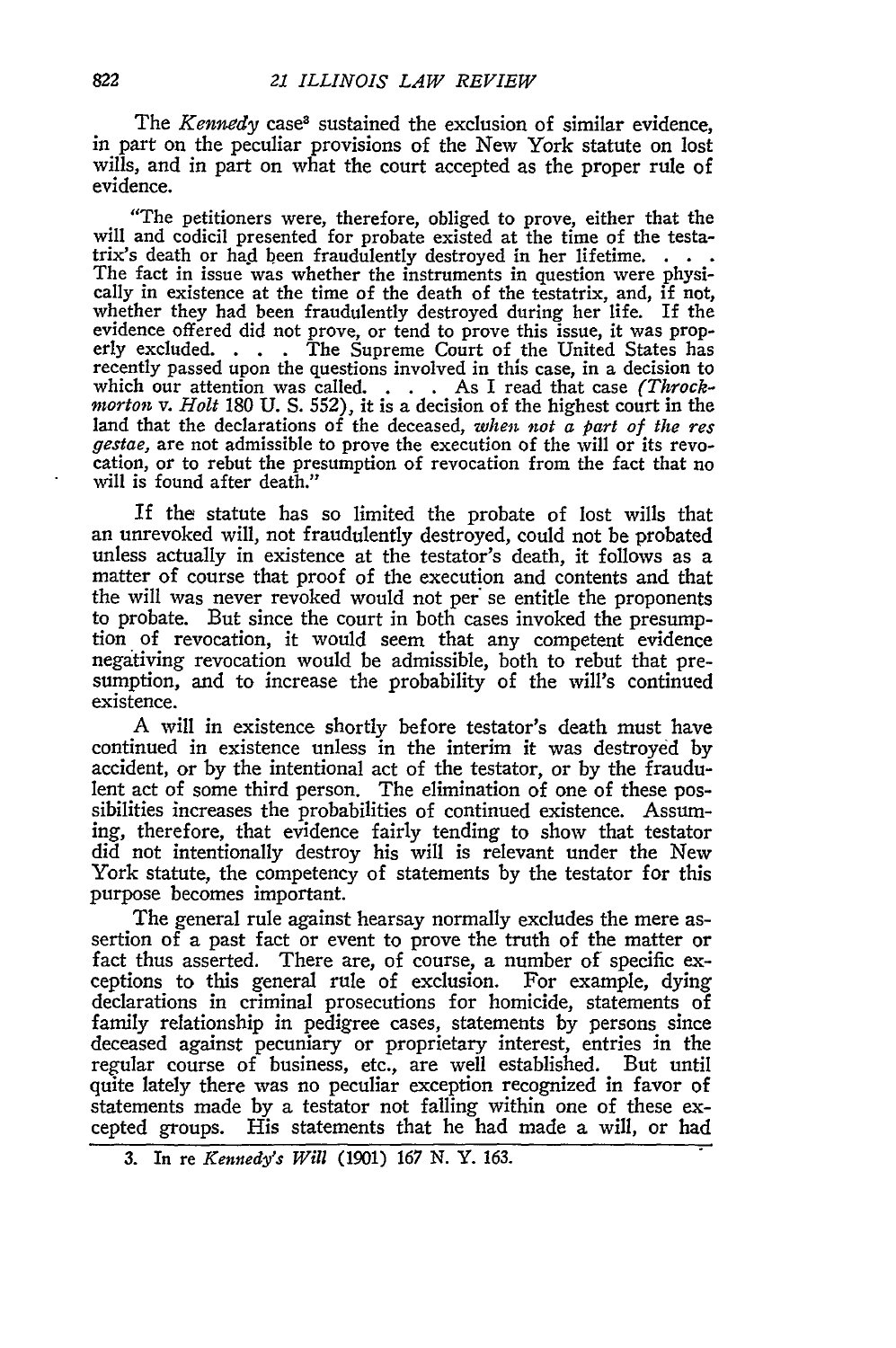The *Kennedy* case[3] sustained the exclusion of similar evidence, in part on the peculiar provisions of the New York statute on lost wills, and in part on what the court accepted as the proper rule of evidence.

> "The petitioners were, therefore, obliged to prove, either that the will and codicil presented for probate existed at the time of the testatrix's death or had been fraudulently destroyed in her lifetime. . . . The fact in issue was whether the instruments in question were physically in existence at the time of the death of the testatrix, and, if not, whether they had been fraudulently destroyed during her life. If the evidence offered did not prove, or tend to prove this issue, it was properly excluded. . . . The Supreme Court of the United States has recently passed upon the questions involved in this case, in a decision to which our attention was called. . . . As I read that case (*Throckmorton* v. *Holt* 180 U. S. 552), it is a decision of the highest court in the land that the declarations of the deceased, *when not a part of the res gestae*, are not admissible to prove the execution of the will or its revocation, or to rebut the presumption of revocation from the fact that no will is found after death."

If the statute has so limited the probate of lost wills that an unrevoked will, not fraudulently destroyed, could not be probated unless actually in existence at the testator's death, it follows as a matter of course that proof of the execution and contents and that the will was never revoked would not per se entitle the proponents to probate. But since the court in both cases invoked the presumption of revocation, it would seem that any competent evidence negativing revocation would be admissible, both to rebut that presumption, and to increase the probability of the will's continued existence.

A will in existence shortly before testator's death must have continued in existence unless in the interim it was destroyed by accident, or by the intentional act of the testator, or by the fraudulent act of some third person. The elimination of one of these possibilities increases the probabilities of continued existence. Assuming, therefore, that evidence fairly tending to show that testator did not intentionally destroy his will is relevant under the New York statute, the competency of statements by the testator for this purpose becomes important.

The general rule against hearsay normally excludes the mere assertion of a past fact or event to prove the truth of the matter or fact thus asserted. There are, of course, a number of specific exceptions to this general rule of exclusion. For example, dying declarations in criminal prosecutions for homicide, statements of family relationship in pedigree cases, statements by persons since deceased against pecuniary or proprietary interest, entries in the regular course of business, etc., are well established. But until quite lately there was no peculiar exception recognized in favor of statements made by a testator not falling within one of these excepted groups. His statements that he had made a will, or had

---

3. In re *Kennedy's Will* (1901) 167 N. Y. 163.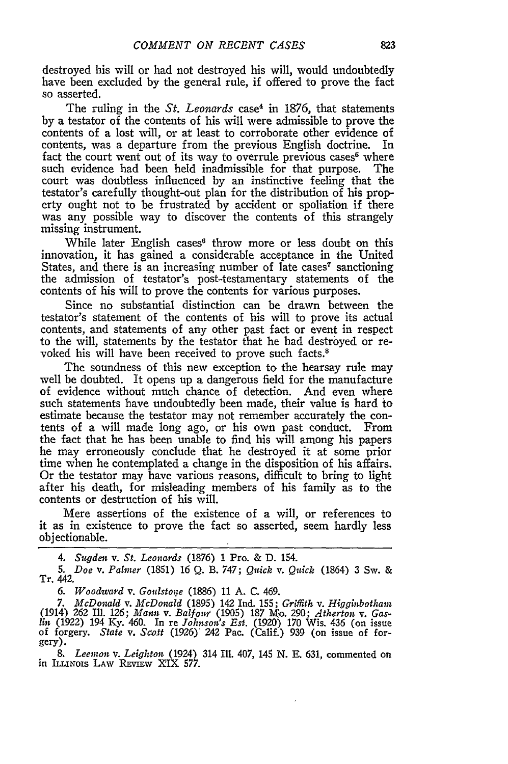destroyed his will or had not destroyed his will, would undoubtedly have been excluded by the general rule, if offered to prove the fact so asserted.

The ruling in the *St. Leonards* case[4] in 1876, that statements by a testator of the contents of his will were admissible to prove the contents of a lost will, or at least to corroborate other evidence of contents, was a departure from the previous English doctrine. In fact the court went out of its way to overrule previous cases[5] where such evidence had been held inadmissible for that purpose. The court was doubtless influenced by an instinctive feeling that the testator's carefully thought-out plan for the distribution of his property ought not to be frustrated by accident or spoliation if there was any possible way to discover the contents of this strangely missing instrument.

While later English cases[6] throw more or less doubt on this innovation, it has gained a considerable acceptance in the United States, and there is an increasing number of late cases[7] sanctioning the admission of testator's post-testamentary statements of the contents of his will to prove the contents for various purposes.

Since no substantial distinction can be drawn between the testator's statement of the contents of his will to prove its actual contents, and statements of any other past fact or event in respect to the will, statements by the testator that he had destroyed or revoked his will have been received to prove such facts.[8]

The soundness of this new exception to the hearsay rule may well be doubted. It opens up a dangerous field for the manufacture of evidence without much chance of detection. And even where such statements have undoubtedly been made, their value is hard to estimate because the testator may not remember accurately the contents of a will made long ago, or his own past conduct. From the fact that he has been unable to find his will among his papers he may erroneously conclude that he destroyed it at some prior time when he contemplated a change in the disposition of his affairs. Or the testator may have various reasons, difficult to bring to light after his death, for misleading members of his family as to the contents or destruction of his will.

Mere assertions of the existence of a will, or references to it as in existence to prove the fact so asserted, seem hardly less objectionable.

---

4. *Sugden* v. *St. Leonards* (1876) 1 Pro. & D. 154.

5. *Doe* v. *Palmer* (1851) 16 Q. B. 747; *Quick* v. *Quick* (1864) 3 Sw. & Tr. 442.

6. *Woodward* v. *Goulstone* (1886) 11 A. C. 469.

7. *McDonald* v. *McDonald* (1895) 142 Ind. 155; *Griffith* v. *Higginbotham* (1914) 262 Ill. 126; *Mann* v. *Balfour* (1905) 187 Mo. 290; *Atherton* v. *Gaslin* (1922) 194 Ky. 460. In re *Johnson's Est.* (1920) 170 Wis. 436 (on issue of forgery. *State* v. *Scott* (1926) 242 Pac. (Calif.) 939 (on issue of forgery).

8. *Leemon* v. *Leighton* (1924) 314 Ill. 407, 145 N. E. 631, commented on in ILLINOIS LAW REVIEW XIX 577.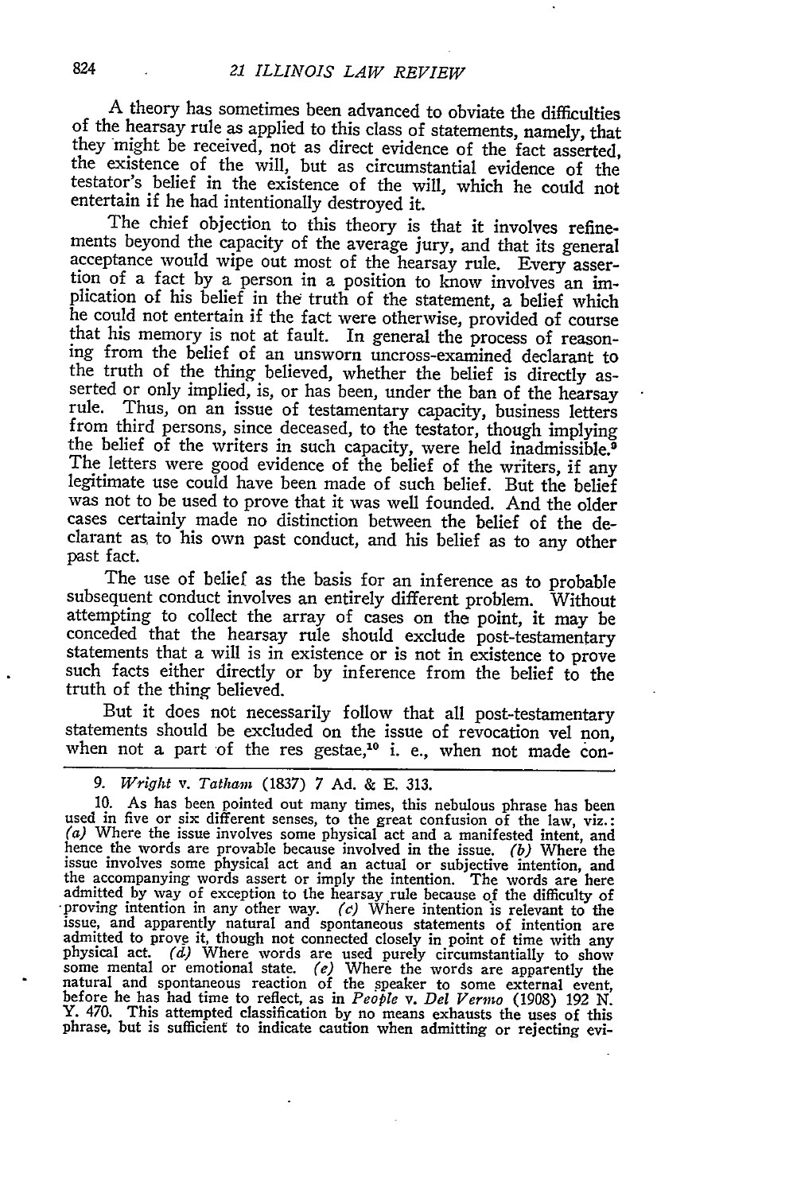A theory has sometimes been advanced to obviate the difficulties of the hearsay rule as applied to this class of statements, namely, that they might be received, not as direct evidence of the fact asserted, the existence of the will, but as circumstantial evidence of the testator's belief in the existence of the will, which he could not entertain if he had intentionally destroyed it.

The chief objection to this theory is that it involves refinements beyond the capacity of the average jury, and that its general acceptance would wipe out most of the hearsay rule. Every assertion of a fact by a person in a position to know involves an implication of his belief in the truth of the statement, a belief which he could not entertain if the fact were otherwise, provided of course that his memory is not at fault. In general the process of reasoning from the belief of an unsworn uncross-examined declarant to the truth of the thing believed, whether the belief is directly asserted or only implied, is, or has been, under the ban of the hearsay rule. Thus, on an issue of testamentary capacity, business letters from third persons, since deceased, to the testator, though implying the belief of the writers in such capacity, were held inadmissible.[9] The letters were good evidence of the belief of the writers, if any legitimate use could have been made of such belief. But the belief was not to be used to prove that it was well founded. And the older cases certainly made no distinction between the belief of the declarant as to his own past conduct, and his belief as to any other past fact.

The use of belief as the basis for an inference as to probable subsequent conduct involves an entirely different problem. Without attempting to collect the array of cases on the point, it may be conceded that the hearsay rule should exclude post-testamentary statements that a will is in existence or is not in existence to prove such facts either directly or by inference from the belief to the truth of the thing believed.

But it does not necessarily follow that all post-testamentary statements should be excluded on the issue of revocation vel non, when not a part of the res gestae,[10] i. e., when not made con-

---

9. *Wright* v. *Tatham* (1837) 7 Ad. & E. 313.

10. As has been pointed out many times, this nebulous phrase has been used in five or six different senses, to the great confusion of the law, viz.: *(a)* Where the issue involves some physical act and a manifested intent, and hence the words are provable because involved in the issue. *(b)* Where the issue involves some physical act and an actual or subjective intention, and the accompanying words assert or imply the intention. The words are here admitted by way of exception to the hearsay rule because of the difficulty of proving intention in any other way. *(c)* Where intention is relevant to the issue, and apparently natural and spontaneous statements of intention are admitted to prove it, though not connected closely in point of time with any physical act. *(d)* Where words are used purely circumstantially to show some mental or emotional state. *(e)* Where the words are apparently the natural and spontaneous reaction of the speaker to some external event, before he has had time to reflect, as in *People* v. *Del Vermo* (1908) 192 N. Y. 470. This attempted classification by no means exhausts the uses of this phrase, but is sufficient to indicate caution when admitting or rejecting evi-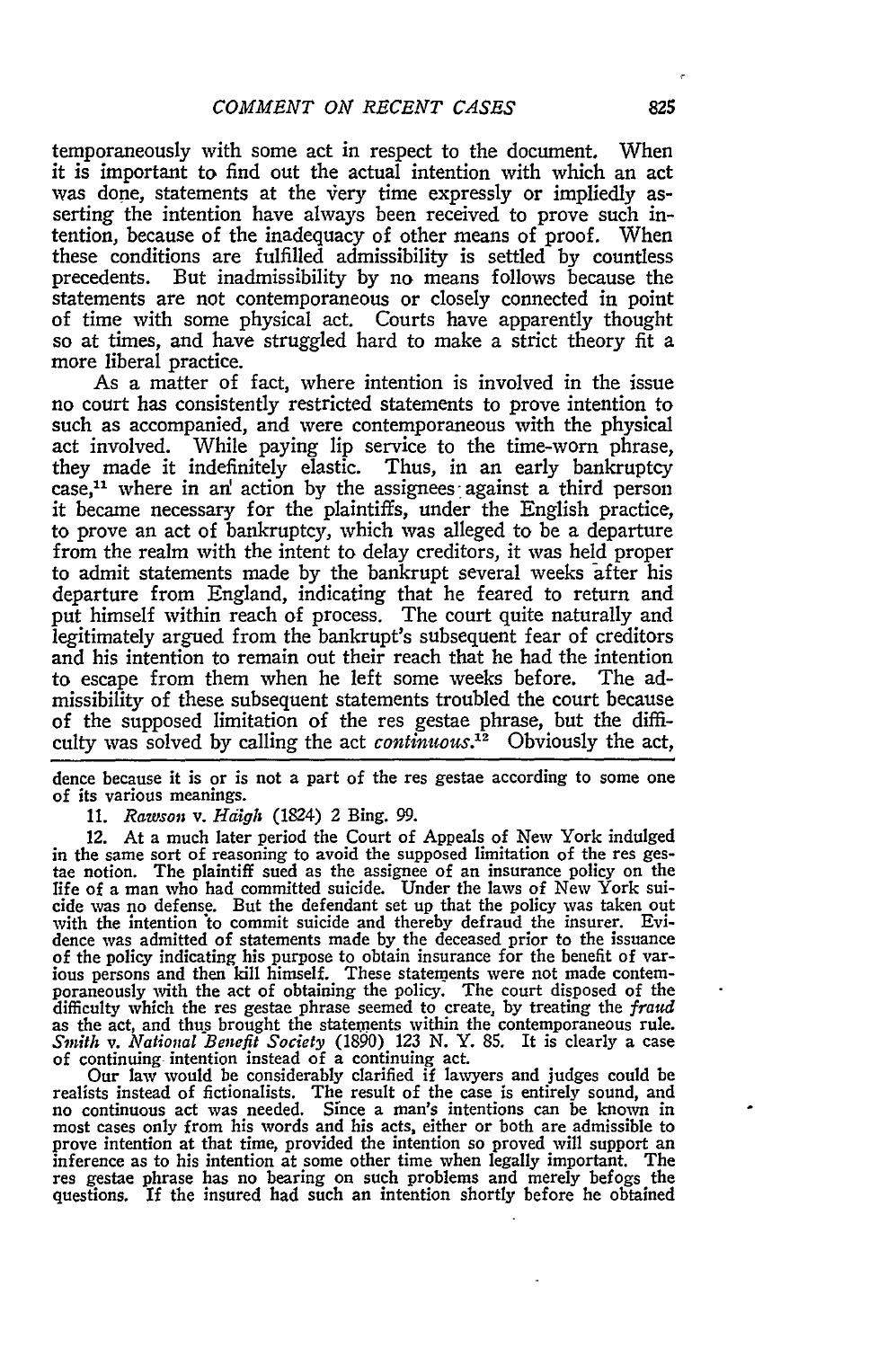temporaneously with some act in respect to the document. When it is important to find out the actual intention with which an act was done, statements at the very time expressly or impliedly asserting the intention have always been received to prove such intention, because of the inadequacy of other means of proof. When these conditions are fulfilled admissibility is settled by countless precedents. But inadmissibility by no means follows because the statements are not contemporaneous or closely connected in point of time with some physical act. Courts have apparently thought so at times, and have struggled hard to make a strict theory fit a more liberal practice.

As a matter of fact, where intention is involved in the issue no court has consistently restricted statements to prove intention to such as accompanied, and were contemporaneous with the physical act involved. While paying lip service to the time-worn phrase, they made it indefinitely elastic. Thus, in an early bankruptcy case,[11] where in an action by the assignees against a third person it became necessary for the plaintiffs, under the English practice, to prove an act of bankruptcy, which was alleged to be a departure from the realm with the intent to delay creditors, it was held proper to admit statements made by the bankrupt several weeks after his departure from England, indicating that he feared to return and put himself within reach of process. The court quite naturally and legitimately argued from the bankrupt's subsequent fear of creditors and his intention to remain out their reach that he had the intention to escape from them when he left some weeks before. The admissibility of these subsequent statements troubled the court because of the supposed limitation of the res gestae phrase, but the difficulty was solved by calling the act *continuous*.[12] Obviously the act,

---

dence because it is or is not a part of the res gestae according to some one of its various meanings.

11. *Rawson* v. *Haigh* (1824) 2 Bing. 99.

12. At a much later period the Court of Appeals of New York indulged in the same sort of reasoning to avoid the supposed limitation of the res gestae notion. The plaintiff sued as the assignee of an insurance policy on the life of a man who had committed suicide. Under the laws of New York suicide was no defense. But the defendant set up that the policy was taken out with the intention to commit suicide and thereby defraud the insurer. Evidence was admitted of statements made by the deceased prior to the issuance of the policy indicating his purpose to obtain insurance for the benefit of various persons and then kill himself. These statements were not made contemporaneously with the act of obtaining the policy. The court disposed of the difficulty which the res gestae phrase seemed to create, by treating the *fraud* as the act, and thus brought the statements within the contemporaneous rule. *Smith* v. *National Benefit Society* (1890) 123 N. Y. 85. It is clearly a case of continuing intention instead of a continuing act.

Our law would be considerably clarified if lawyers and judges could be realists instead of fictionalists. The result of the case is entirely sound, and no continuous act was needed. Since a man's intentions can be known in most cases only from his words and his acts, either or both are admissible to prove intention at that time, provided the intention so proved will support an inference as to his intention at some other time when legally important. The res gestae phrase has no bearing on such problems and merely befogs the questions. If the insured had such an intention shortly before he obtained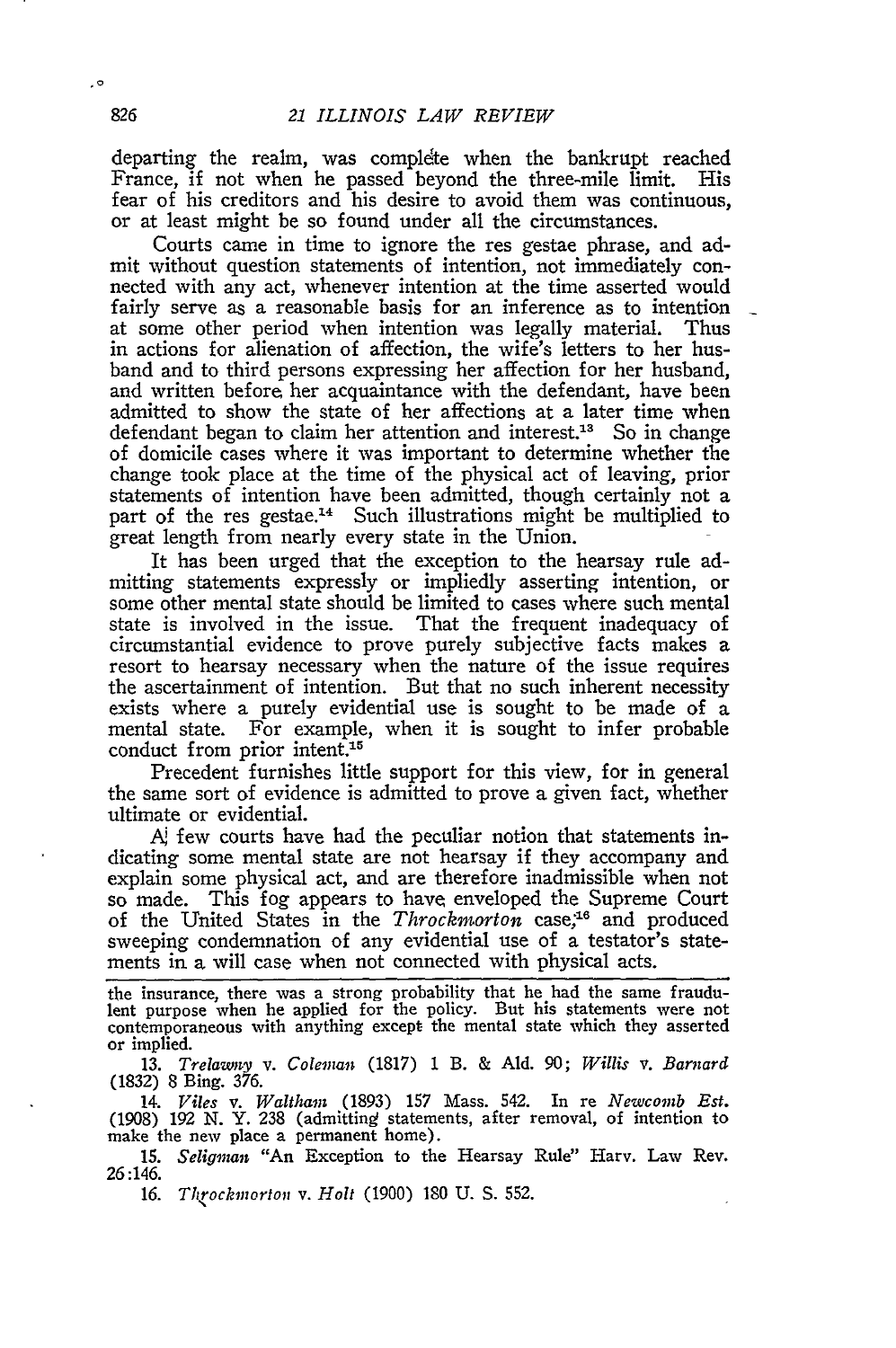departing the realm, was complete when the bankrupt reached France, if not when he passed beyond the three-mile limit. His fear of his creditors and his desire to avoid them was continuous, or at least might be so found under all the circumstances.

Courts came in time to ignore the res gestae phrase, and admit without question statements of intention, not immediately connected with any act, whenever intention at the time asserted would fairly serve as a reasonable basis for an inference as to intention at some other period when intention was legally material. Thus in actions for alienation of affection, the wife's letters to her husband and to third persons expressing her affection for her husband, and written before her acquaintance with the defendant, have been admitted to show the state of her affections at a later time when defendant began to claim her attention and interest.[13] So in change of domicile cases where it was important to determine whether the change took place at the time of the physical act of leaving, prior statements of intention have been admitted, though certainly not a part of the res gestae.[14] Such illustrations might be multiplied to great length from nearly every state in the Union.

It has been urged that the exception to the hearsay rule admitting statements expressly or impliedly asserting intention, or some other mental state should be limited to cases where such mental state is involved in the issue. That the frequent inadequacy of circumstantial evidence to prove purely subjective facts makes a resort to hearsay necessary when the nature of the issue requires the ascertainment of intention. But that no such inherent necessity exists where a purely evidential use is sought to be made of a mental state. For example, when it is sought to infer probable conduct from prior intent.[15]

Precedent furnishes little support for this view, for in general the same sort of evidence is admitted to prove a given fact, whether ultimate or evidential.

A few courts have had the peculiar notion that statements indicating some mental state are not hearsay if they accompany and explain some physical act, and are therefore inadmissible when not so made. This fog appears to have enveloped the Supreme Court of the United States in the *Throckmorton* case,[16] and produced sweeping condemnation of any evidential use of a testator's statements in a will case when not connected with physical acts.

---

the insurance, there was a strong probability that he had the same fraudulent purpose when he applied for the policy. But his statements were not contemporaneous with anything except the mental state which they asserted or implied.

13. *Trelawny* v. *Coleman* (1817) 1 B. & Ald. 90; *Willis* v. *Barnard* (1832) 8 Bing. 376.

14. *Viles* v. *Waltham* (1893) 157 Mass. 542. In re *Newcomb Est.* (1908) 192 N. Y. 238 (admitting statements, after removal, of intention to make the new place a permanent home).

15. *Seligman* "An Exception to the Hearsay Rule" Harv. Law Rev. 26:146.

16. *Throckmorton* v. *Holt* (1900) 180 U. S. 552.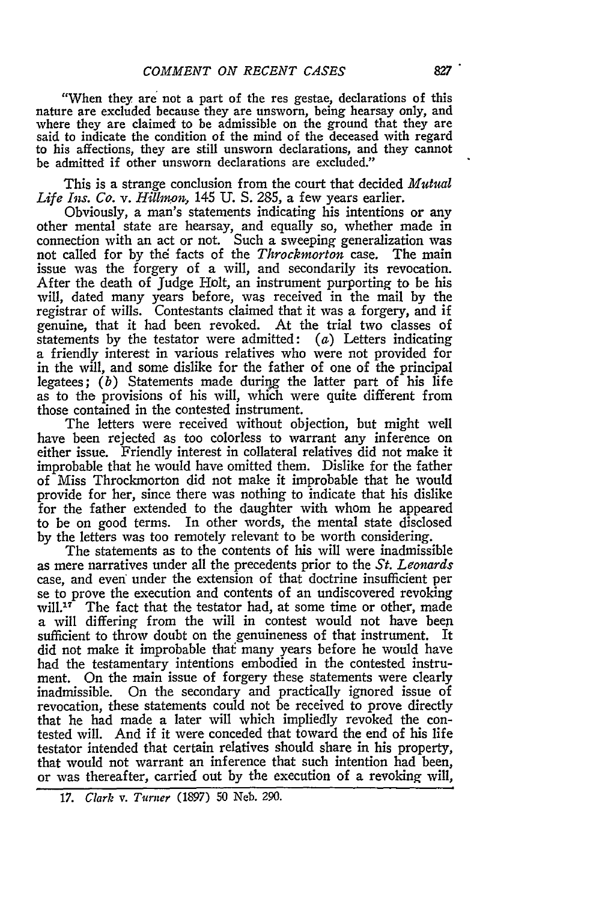"When they are not a part of the res gestae, declarations of this nature are excluded because they are unsworn, being hearsay only, and where they are claimed to be admissible on the ground that they are said to indicate the condition of the mind of the deceased with regard to his affections, they are still unsworn declarations, and they cannot be admitted if other unsworn declarations are excluded."

This is a strange conclusion from the court that decided *Mutual Life Ins. Co.* v. *Hillmon*, 145 U. S. 285, a few years earlier.

Obviously, a man's statements indicating his intentions or any other mental state are hearsay, and equally so, whether made in connection with an act or not. Such a sweeping generalization was not called for by the facts of the *Throckmorton* case. The main issue was the forgery of a will, and secondarily its revocation. After the death of Judge Holt, an instrument purporting to be his will, dated many years before, was received in the mail by the registrar of wills. Contestants claimed that it was a forgery, and if genuine, that it had been revoked. At the trial two classes of statements by the testator were admitted: (*a*) Letters indicating a friendly interest in various relatives who were not provided for in the will, and some dislike for the father of one of the principal legatees; (*b*) Statements made during the latter part of his life as to the provisions of his will, which were quite different from those contained in the contested instrument.

The letters were received without objection, but might well have been rejected as too colorless to warrant any inference on either issue. Friendly interest in collateral relatives did not make it improbable that he would have omitted them. Dislike for the father of Miss Throckmorton did not make it improbable that he would provide for her, since there was nothing to indicate that his dislike for the father extended to the daughter with whom he appeared to be on good terms. In other words, the mental state disclosed by the letters was too remotely relevant to be worth considering.

The statements as to the contents of his will were inadmissible as mere narratives under all the precedents prior to the *St. Leonards* case, and even under the extension of that doctrine insufficient per se to prove the execution and contents of an undiscovered revoking will.[17] The fact that the testator had, at some time or other, made a will differing from the will in contest would not have been sufficient to throw doubt on the genuineness of that instrument. It did not make it improbable that many years before he would have had the testamentary intentions embodied in the contested instrument. On the main issue of forgery these statements were clearly inadmissible. On the secondary and practically ignored issue of revocation, these statements could not be received to prove directly that he had made a later will which impliedly revoked the contested will. And if it were conceded that toward the end of his life testator intended that certain relatives should share in his property, that would not warrant an inference that such intention had been, or was thereafter, carried out by the execution of a revoking will,

17. *Clark* v. *Turner* (1897) 50 Neb. 290.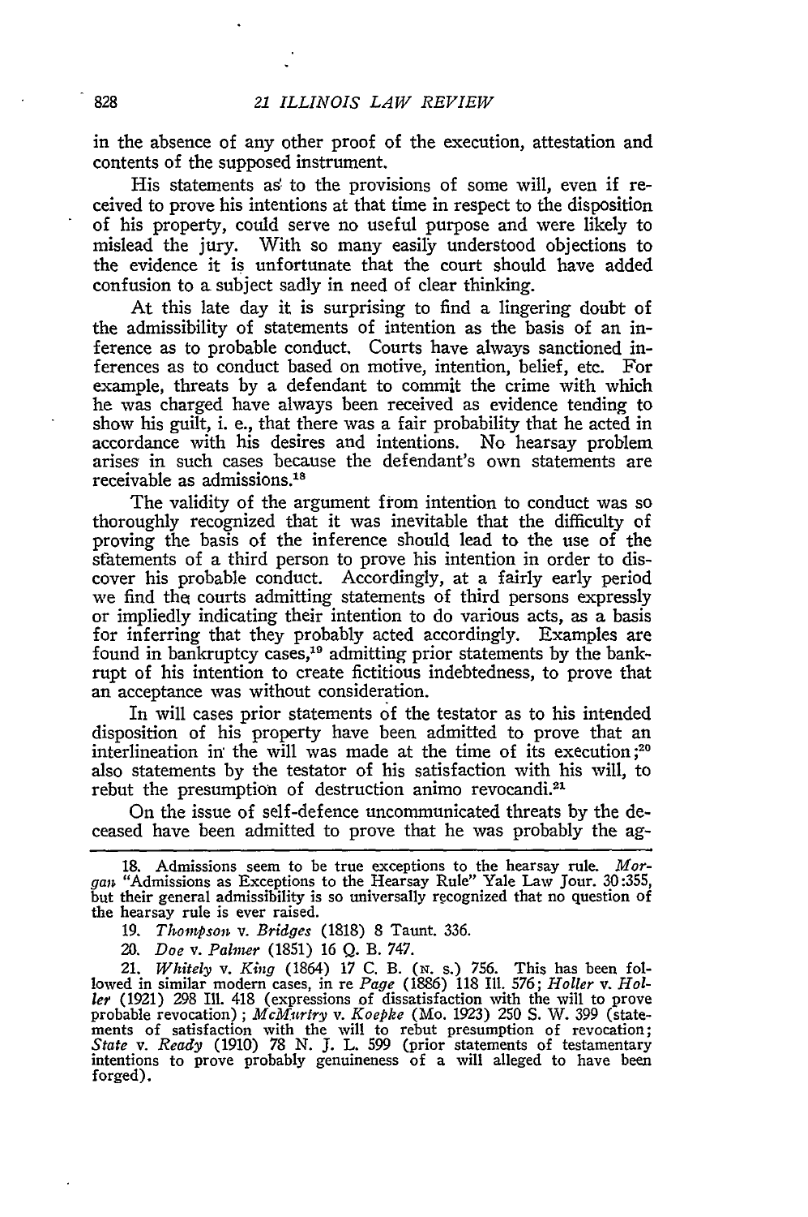in the absence of any other proof of the execution, attestation and contents of the supposed instrument.

His statements as to the provisions of some will, even if received to prove his intentions at that time in respect to the disposition of his property, could serve no useful purpose and were likely to mislead the jury. With so many easily understood objections to the evidence it is unfortunate that the court should have added confusion to a subject sadly in need of clear thinking.

At this late day it is surprising to find a lingering doubt of the admissibility of statements of intention as the basis of an inference as to probable conduct. Courts have always sanctioned inferences as to conduct based on motive, intention, belief, etc. For example, threats by a defendant to commit the crime with which he was charged have always been received as evidence tending to show his guilt, i. e., that there was a fair probability that he acted in accordance with his desires and intentions. No hearsay problem arises in such cases because the defendant's own statements are receivable as admissions.[18]

The validity of the argument from intention to conduct was so thoroughly recognized that it was inevitable that the difficulty of proving the basis of the inference should lead to the use of the statements of a third person to prove his intention in order to discover his probable conduct. Accordingly, at a fairly early period we find the courts admitting statements of third persons expressly or impliedly indicating their intention to do various acts, as a basis for inferring that they probably acted accordingly. Examples are found in bankruptcy cases,[19] admitting prior statements by the bankrupt of his intention to create fictitious indebtedness, to prove that an acceptance was without consideration.

In will cases prior statements of the testator as to his intended disposition of his property have been admitted to prove that an interlineation in the will was made at the time of its execution;[20] also statements by the testator of his satisfaction with his will, to rebut the presumption of destruction animo revocandi.[21]

On the issue of self-defence uncommunicated threats by the deceased have been admitted to prove that he was probably the ag-

---

18. Admissions seem to be true exceptions to the hearsay rule. *Morgan* "Admissions as Exceptions to the Hearsay Rule" Yale Law Jour. 30:355, but their general admissibility is so universally recognized that no question of the hearsay rule is ever raised.

19. *Thompson* v. *Bridges* (1818) 8 Taunt. 336.

20. *Doe* v. *Palmer* (1851) 16 Q. B. 747.

21. *Whitely* v. *King* (1864) 17 C. B. (N. S.) 756. This has been followed in similar modern cases, in re *Page* (1886) 118 Ill. 576; *Holler* v. *Holler* (1921) 298 Ill. 418 (expressions of dissatisfaction with the will to prove probable revocation); *McMurtry* v. *Koepke* (Mo. 1923) 250 S. W. 399 (statements of satisfaction with the will to rebut presumption of revocation; *State* v. *Ready* (1910) 78 N. J. L. 599 (prior statements of testamentary intentions to prove probably genuineness of a will alleged to have been forged).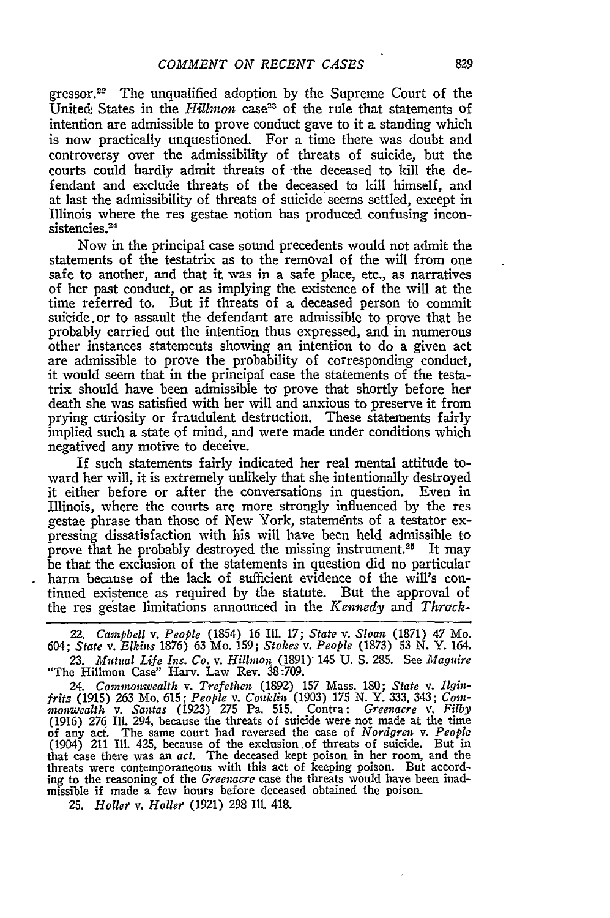gressor.[22] The unqualified adoption by the Supreme Court of the United States in the *Hillmon* case[23] of the rule that statements of intention are admissible to prove conduct gave to it a standing which is now practically unquestioned. For a time there was doubt and controversy over the admissibility of threats of suicide, but the courts could hardly admit threats of the deceased to kill the defendant and exclude threats of the deceased to kill himself, and at last the admissibility of threats of suicide seems settled, except in Illinois where the res gestae notion has produced confusing inconsistencies.[24]

Now in the principal case sound precedents would not admit the statements of the testatrix as to the removal of the will from one safe to another, and that it was in a safe place, etc., as narratives of her past conduct, or as implying the existence of the will at the time referred to. But if threats of a deceased person to commit suicide or to assault the defendant are admissible to prove that he probably carried out the intention thus expressed, and in numerous other instances statements showing an intention to do a given act are admissible to prove the probability of corresponding conduct, it would seem that in the principal case the statements of the testatrix should have been admissible to prove that shortly before her death she was satisfied with her will and anxious to preserve it from prying curiosity or fraudulent destruction. These statements fairly implied such a state of mind, and were made under conditions which negatived any motive to deceive.

If such statements fairly indicated her real mental attitude toward her will, it is extremely unlikely that she intentionally destroyed it either before or after the conversations in question. Even in Illinois, where the courts are more strongly influenced by the res gestae phrase than those of New York, statements of a testator expressing dissatisfaction with his will have been held admissible to prove that he probably destroyed the missing instrument.[25] It may be that the exclusion of the statements in question did no particular harm because of the lack of sufficient evidence of the will's continued existence as required by the statute. But the approval of the res gestae limitations announced in the *Kennedy* and *Throck-*

---

22. *Campbell* v. *People* (1854) 16 Ill. 17; *State* v. *Sloan* (1871) 47 Mo. 604; *State* v. *Elkins* 1876) 63 Mo. 159; *Stokes* v. *People* (1873) 53 N. Y. 164.

23. *Mutual Life Ins. Co.* v. *Hillmon* (1891) 145 U. S. 285. See *Maguire* "The Hillmon Case" Harv. Law Rev. 38:709.

24. *Commonwealth* v. *Trefethen* (1892) 157 Mass. 180; *State* v. *Ilginfritz* (1915) 263 Mo. 615; *People* v. *Conklin* (1903) 175 N. Y. 333, 343; *Commonwealth* v. *Santas* (1923) 275 Pa. 515. Contra: *Greenacre* v. *Filby* (1916) 276 Ill. 294, because the threats of suicide were not made at the time of any act. The same court had reversed the case of *Nordgren* v. *People* (1904) 211 Ill. 425, because of the exclusion of threats of suicide. But in that case there was an *act*. The deceased kept poison in her room, and the threats were contemporaneous with this act of keeping poison. But according to the reasoning of the *Greenacre* case the threats would have been inadmissible if made a few hours before deceased obtained the poison.

25. *Holler* v. *Holler* (1921) 298 Ill. 418.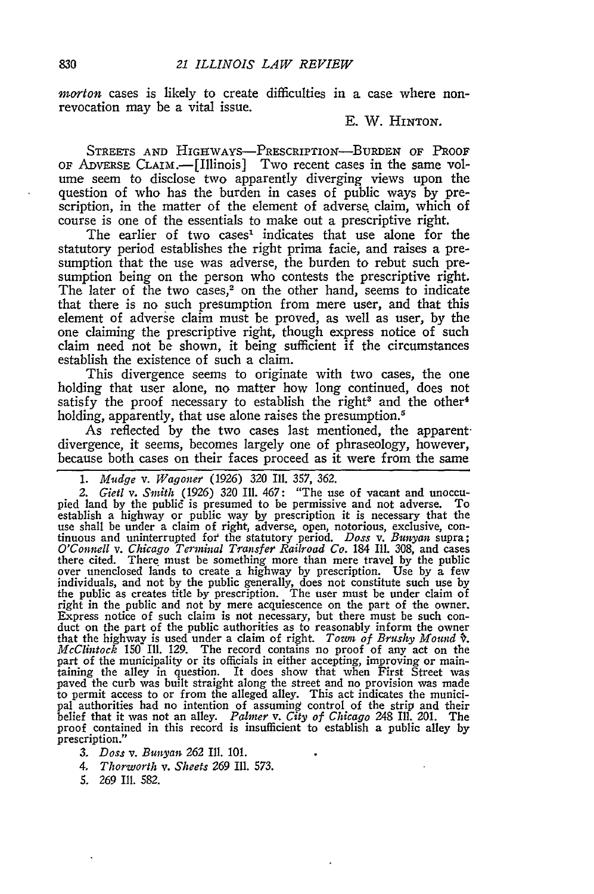*morton* cases is likely to create difficulties in a case where non-revocation may be a vital issue.

E. W. HINTON.

STREETS AND HIGHWAYS—PRESCRIPTION—BURDEN OF PROOF OF ADVERSE CLAIM.—[Illinois] Two recent cases in the same volume seem to disclose two apparently diverging views upon the question of who has the burden in cases of public ways by prescription, in the matter of the element of adverse claim, which of course is one of the essentials to make out a prescriptive right.

The earlier of two cases[1] indicates that use alone for the statutory period establishes the right prima facie, and raises a presumption that the use was adverse, the burden to rebut such presumption being on the person who contests the prescriptive right. The later of the two cases,[2] on the other hand, seems to indicate that there is no such presumption from mere user, and that this element of adverse claim must be proved, as well as user, by the one claiming the prescriptive right, though express notice of such claim need not be shown, it being sufficient if the circumstances establish the existence of such a claim.

This divergence seems to originate with two cases, the one holding that user alone, no matter how long continued, does not satisfy the proof necessary to establish the right[3] and the other[4] holding, apparently, that use alone raises the presumption.[5]

As reflected by the two cases last mentioned, the apparent divergence, it seems, becomes largely one of phraseology, however, because both cases on their faces proceed as it were from the same

---

1. *Mudge* v. *Wagoner* (1926) 320 Ill. 357, 362.

2. *Gietl* v. *Smith* (1926) 320 Ill. 467: "The use of vacant and unoccupied land by the public is presumed to be permissive and not adverse. To establish a highway or public way by prescription it is necessary that the use shall be under a claim of right, adverse, open, notorious, exclusive, continuous and uninterrupted for the statutory period. *Doss* v. *Bunyan* supra; *O'Connell* v. *Chicago Terminal Transfer Railroad Co.* 184 Ill. 308, and cases there cited. There must be something more than mere travel by the public over unenclosed lands to create a highway by prescription. Use by a few individuals, and not by the public generally, does not constitute such use by the public as creates title by prescription. The user must be under claim of right in the public and not by mere acquiescence on the part of the owner. Express notice of such claim is not necessary, but there must be such conduct on the part of the public authorities as to reasonably inform the owner that the highway is used under a claim of right. *Town of Brushy Mound* v. *McClintock* 150 Ill. 129. The record contains no proof of any act on the part of the municipality or its officials in either accepting, improving or maintaining the alley in question. It does show that when First Street was paved the curb was built straight along the street and no provision was made to permit access to or from the alleged alley. This act indicates the municipal authorities had no intention of assuming control of the strip and their belief that it was not an alley. *Palmer* v. *City of Chicago* 248 Ill. 201. The proof contained in this record is insufficient to establish a public alley by prescription."

3. *Doss* v. *Bunyan* 262 Ill. 101.

4. *Thorworth* v. *Sheets* 269 Ill. 573.

5. 269 Ill. 582.